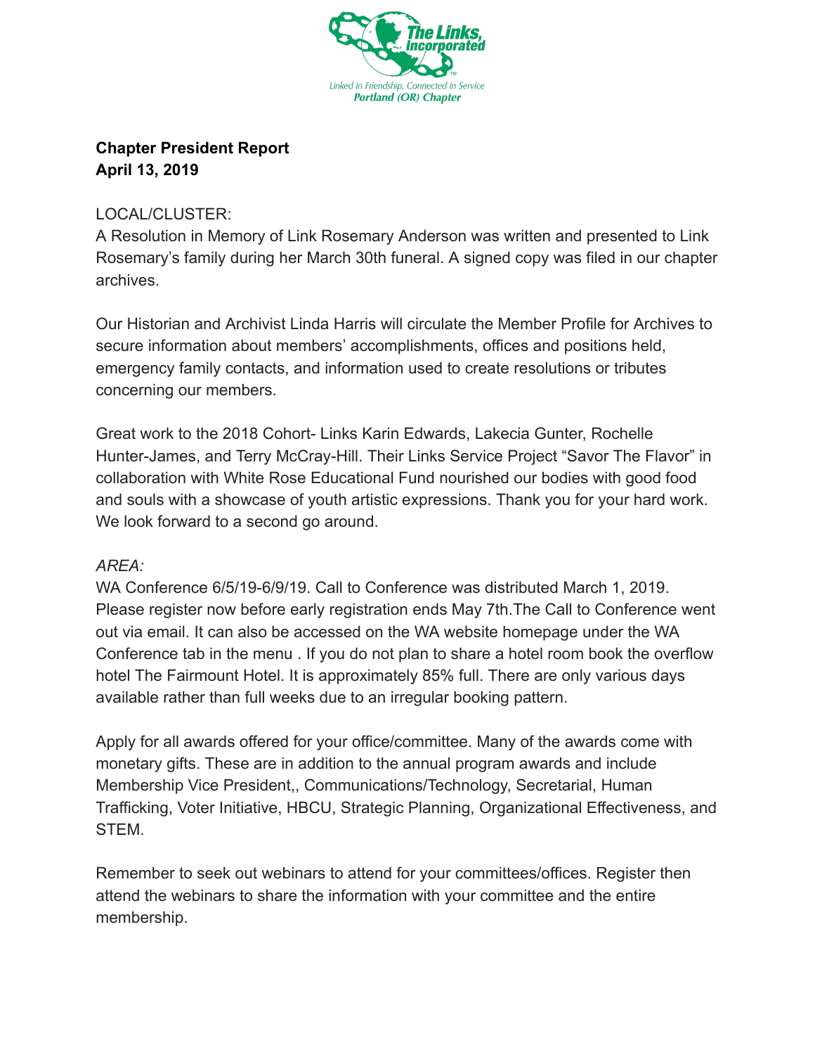The Links, Incorporated

Linked in Friendship, Connected in Service
*Portland (OR) Chapter*

**Chapter President Report**
**April 13, 2019**

LOCAL/CLUSTER:
A Resolution in Memory of Link Rosemary Anderson was written and presented to Link Rosemary's family during her March 30th funeral. A signed copy was filed in our chapter archives.

Our Historian and Archivist Linda Harris will circulate the Member Profile for Archives to secure information about members' accomplishments, offices and positions held, emergency family contacts, and information used to create resolutions or tributes concerning our members.

Great work to the 2018 Cohort- Links Karin Edwards, Lakecia Gunter, Rochelle Hunter-James, and Terry McCray-Hill. Their Links Service Project "Savor The Flavor" in collaboration with White Rose Educational Fund nourished our bodies with good food and souls with a showcase of youth artistic expressions. Thank you for your hard work. We look forward to a second go around.

*AREA:*
WA Conference 6/5/19-6/9/19. Call to Conference was distributed March 1, 2019. Please register now before early registration ends May 7th.The Call to Conference went out via email. It can also be accessed on the WA website homepage under the WA Conference tab in the menu . If you do not plan to share a hotel room book the overflow hotel The Fairmount Hotel. It is approximately 85% full. There are only various days available rather than full weeks due to an irregular booking pattern.

Apply for all awards offered for your office/committee. Many of the awards come with monetary gifts. These are in addition to the annual program awards and include Membership Vice President,, Communications/Technology, Secretarial, Human Trafficking, Voter Initiative, HBCU, Strategic Planning, Organizational Effectiveness, and STEM.

Remember to seek out webinars to attend for your committees/offices. Register then attend the webinars to share the information with your committee and the entire membership.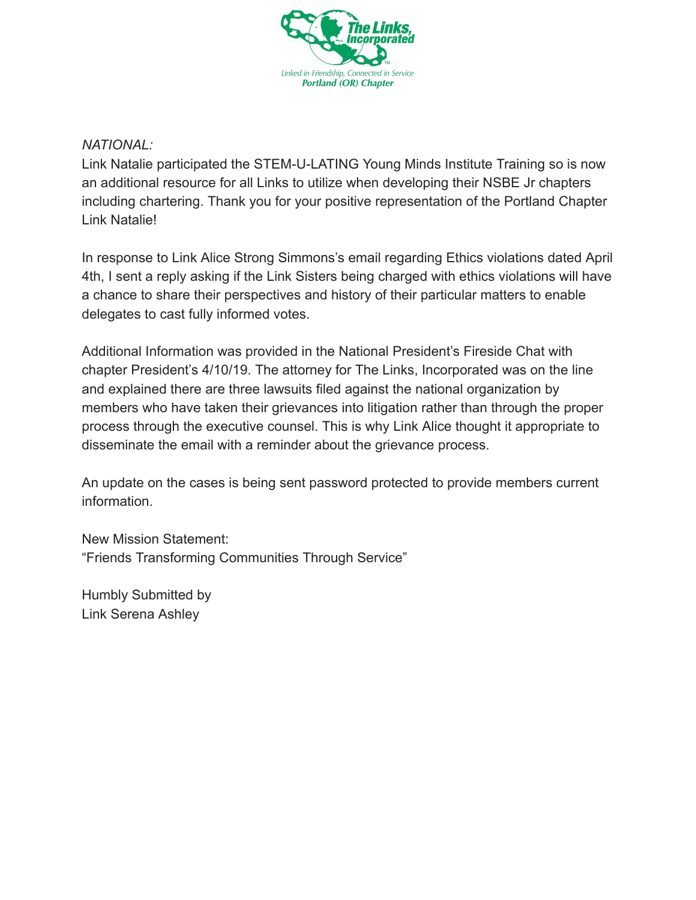*NATIONAL:*

Link Natalie participated the STEM-U-LATING Young Minds Institute Training so is now an additional resource for all Links to utilize when developing their NSBE Jr chapters including chartering. Thank you for your positive representation of the Portland Chapter Link Natalie!

In response to Link Alice Strong Simmons's email regarding Ethics violations dated April 4th, I sent a reply asking if the Link Sisters being charged with ethics violations will have a chance to share their perspectives and history of their particular matters to enable delegates to cast fully informed votes.

Additional Information was provided in the National President's Fireside Chat with chapter President's 4/10/19. The attorney for The Links, Incorporated was on the line and explained there are three lawsuits filed against the national organization by members who have taken their grievances into litigation rather than through the proper process through the executive counsel. This is why Link Alice thought it appropriate to disseminate the email with a reminder about the grievance process.

An update on the cases is being sent password protected to provide members current information.

New Mission Statement:
"Friends Transforming Communities Through Service"

Humbly Submitted by
Link Serena Ashley